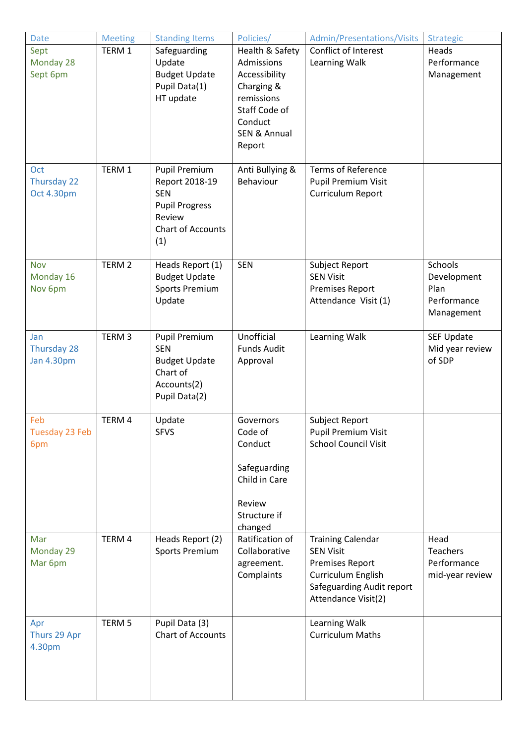| Date | Meeting | Standing Items | Policies/ | Admin/Presentations/Visits | Strategic |
|---|---|---|---|---|---|
| Sept<br>Monday 28 Sept 6pm | TERM 1 | Safeguarding Update<br>Budget Update<br>Pupil Data(1)<br>HT update | Health & Safety<br>Admissions<br>Accessibility<br>Charging & remissions<br>Staff Code of Conduct<br>SEN & Annual Report | Conflict of Interest<br>Learning Walk | Heads Performance Management |
| Oct<br>Thursday 22 Oct 4.30pm | TERM 1 | Pupil Premium Report 2018-19<br>SEN<br>Pupil Progress Review<br>Chart of Accounts (1) | Anti Bullying & Behaviour | Terms of Reference<br>Pupil Premium Visit<br>Curriculum Report | |
| Nov<br>Monday 16 Nov 6pm | TERM 2 | Heads Report (1)<br>Budget Update<br>Sports Premium Update | SEN | Subject Report<br>SEN Visit<br>Premises Report<br>Attendance Visit (1) | Schools Development Plan<br>Performance Management |
| Jan<br>Thursday 28 Jan 4.30pm | TERM 3 | Pupil Premium<br>SEN<br>Budget Update<br>Chart of Accounts(2)<br>Pupil Data(2) | Unofficial Funds Audit Approval | Learning Walk | SEF Update<br>Mid year review of SDP |
| Feb<br>Tuesday 23 Feb 6pm | TERM 4 | Update<br>SFVS | Governors Code of Conduct<br><br>Safeguarding Child in Care<br><br>Review Structure if changed | Subject Report<br>Pupil Premium Visit<br>School Council Visit | |
| Mar<br>Monday 29 Mar 6pm | TERM 4 | Heads Report (2)<br>Sports Premium | Ratification of Collaborative agreement.<br>Complaints | Training Calendar<br>SEN Visit<br>Premises Report<br>Curriculum English<br>Safeguarding Audit report<br>Attendance Visit(2) | Head Teachers Performance mid-year review |
| Apr<br>Thurs 29 Apr 4.30pm | TERM 5 | Pupil Data (3)<br>Chart of Accounts | | Learning Walk<br>Curriculum Maths | |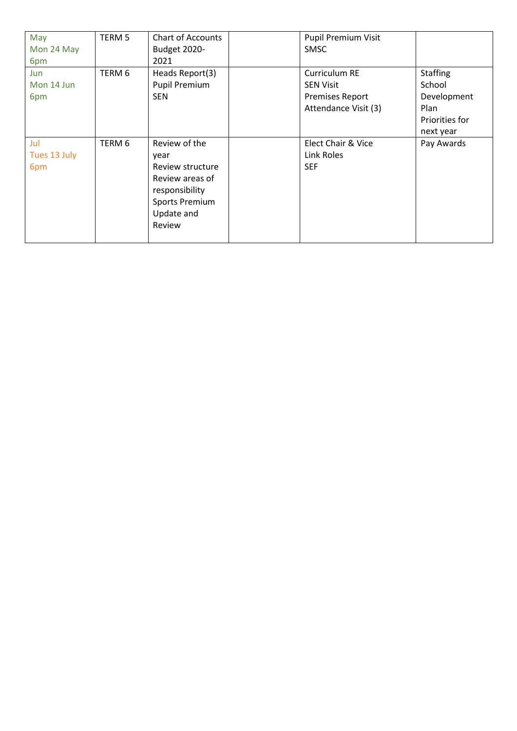| | | | | | |
|---|---|---|---|---|---|
| May<br>Mon 24 May<br>6pm | TERM 5 | Chart of Accounts<br>Budget 2020-2021 | | Pupil Premium Visit<br>SMSC | |
| Jun<br>Mon 14 Jun<br>6pm | TERM 6 | Heads Report(3)<br>Pupil Premium<br>SEN | | Curriculum RE<br>SEN Visit<br>Premises Report<br>Attendance Visit (3) | Staffing<br>School Development Plan<br>Priorities for next year |
| Jul<br>Tues 13 July<br>6pm | TERM 6 | Review of the year<br>Review structure<br>Review areas of responsibility<br>Sports Premium Update and Review | | Elect Chair & Vice<br>Link Roles<br>SEF | Pay Awards |